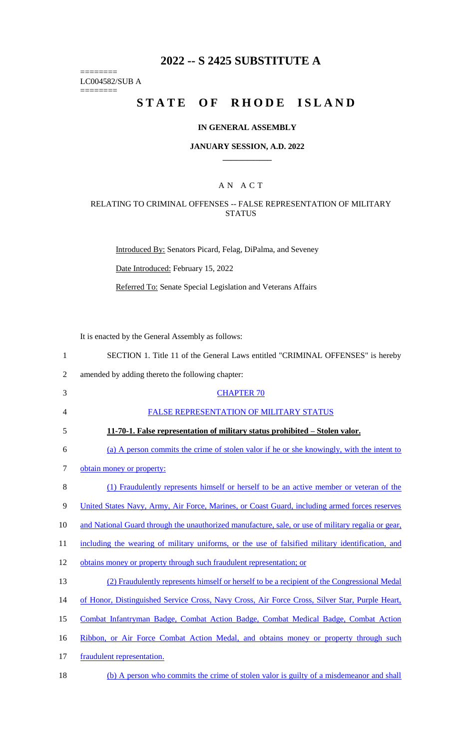# 2022 -- S 2425 SUBSTITUTE A

========
LC004582/SUB A
========

# STATE OF RHODE ISLAND

### IN GENERAL ASSEMBLY

### JANUARY SESSION, A.D. 2022

## A N A C T

### RELATING TO CRIMINAL OFFENSES -- FALSE REPRESENTATION OF MILITARY STATUS

Introduced By: Senators Picard, Felag, DiPalma, and Seveney

Date Introduced: February 15, 2022

Referred To: Senate Special Legislation and Veterans Affairs

It is enacted by the General Assembly as follows:

1 SECTION 1. Title 11 of the General Laws entitled "CRIMINAL OFFENSES" is hereby
2 amended by adding thereto the following chapter:

3 CHAPTER 70

4 FALSE REPRESENTATION OF MILITARY STATUS

5 **11-70-1. False representation of military status prohibited – Stolen valor.**

6 (a) A person commits the crime of stolen valor if he or she knowingly, with the intent to
7 obtain money or property:

8 (1) Fraudulently represents himself or herself to be an active member or veteran of the
9 United States Navy, Army, Air Force, Marines, or Coast Guard, including armed forces reserves
10 and National Guard through the unauthorized manufacture, sale, or use of military regalia or gear,
11 including the wearing of military uniforms, or the use of falsified military identification, and
12 obtains money or property through such fraudulent representation; or

13 (2) Fraudulently represents himself or herself to be a recipient of the Congressional Medal
14 of Honor, Distinguished Service Cross, Navy Cross, Air Force Cross, Silver Star, Purple Heart,
15 Combat Infantryman Badge, Combat Action Badge, Combat Medical Badge, Combat Action
16 Ribbon, or Air Force Combat Action Medal, and obtains money or property through such
17 fraudulent representation.

18 (b) A person who commits the crime of stolen valor is guilty of a misdemeanor and shall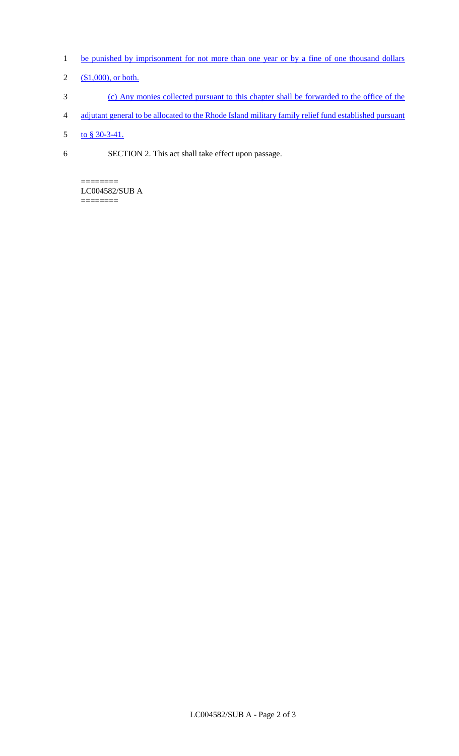be punished by imprisonment for not more than one year or by a fine of one thousand dollars ($1,000), or both.

(c) Any monies collected pursuant to this chapter shall be forwarded to the office of the adjutant general to be allocated to the Rhode Island military family relief fund established pursuant to § 30-3-41.

SECTION 2. This act shall take effect upon passage.

========
LC004582/SUB A
========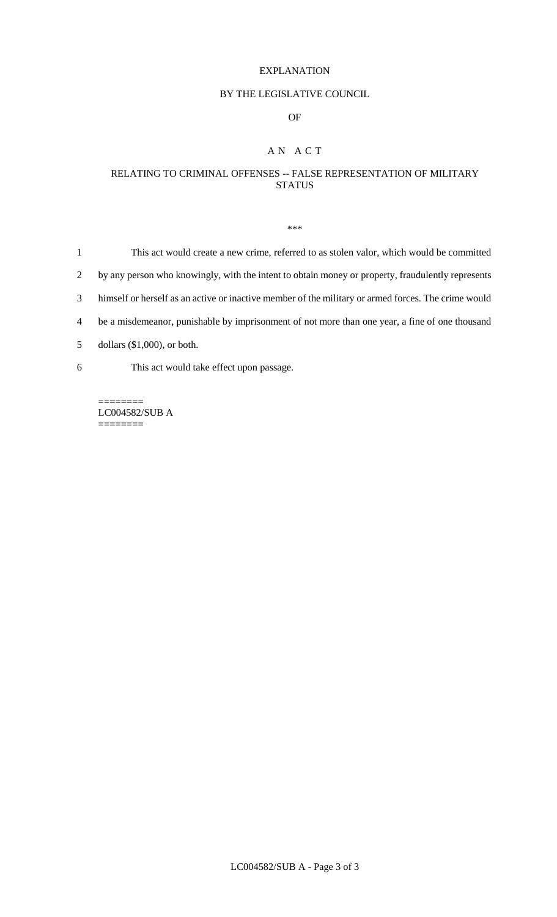EXPLANATION

BY THE LEGISLATIVE COUNCIL

OF

# A N A C T

RELATING TO CRIMINAL OFFENSES -- FALSE REPRESENTATION OF MILITARY STATUS

\*\*\*

This act would create a new crime, referred to as stolen valor, which would be committed by any person who knowingly, with the intent to obtain money or property, fraudulently represents himself or herself as an active or inactive member of the military or armed forces. The crime would be a misdemeanor, punishable by imprisonment of not more than one year, a fine of one thousand dollars ($1,000), or both.

This act would take effect upon passage.

========
LC004582/SUB A
========